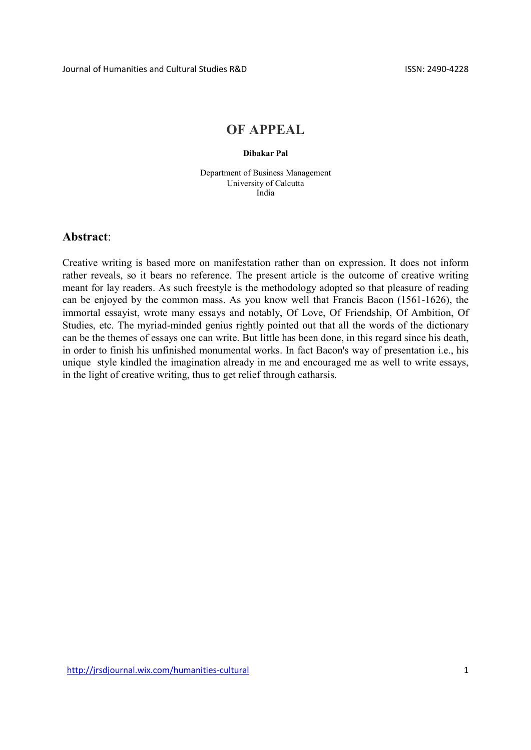# OF APPEAL

**Dibakar Pal**

Department of Business Management
University of Calcutta
India

## Abstract:

Creative writing is based more on manifestation rather than on expression. It does not inform rather reveals, so it bears no reference. The present article is the outcome of creative writing meant for lay readers. As such freestyle is the methodology adopted so that pleasure of reading can be enjoyed by the common mass. As you know well that Francis Bacon (1561-1626), the immortal essayist, wrote many essays and notably, Of Love, Of Friendship, Of Ambition, Of Studies, etc. The myriad-minded genius rightly pointed out that all the words of the dictionary can be the themes of essays one can write. But little has been done, in this regard since his death, in order to finish his unfinished monumental works. In fact Bacon's way of presentation i.e., his unique style kindled the imagination already in me and encouraged me as well to write essays, in the light of creative writing, thus to get relief through catharsis.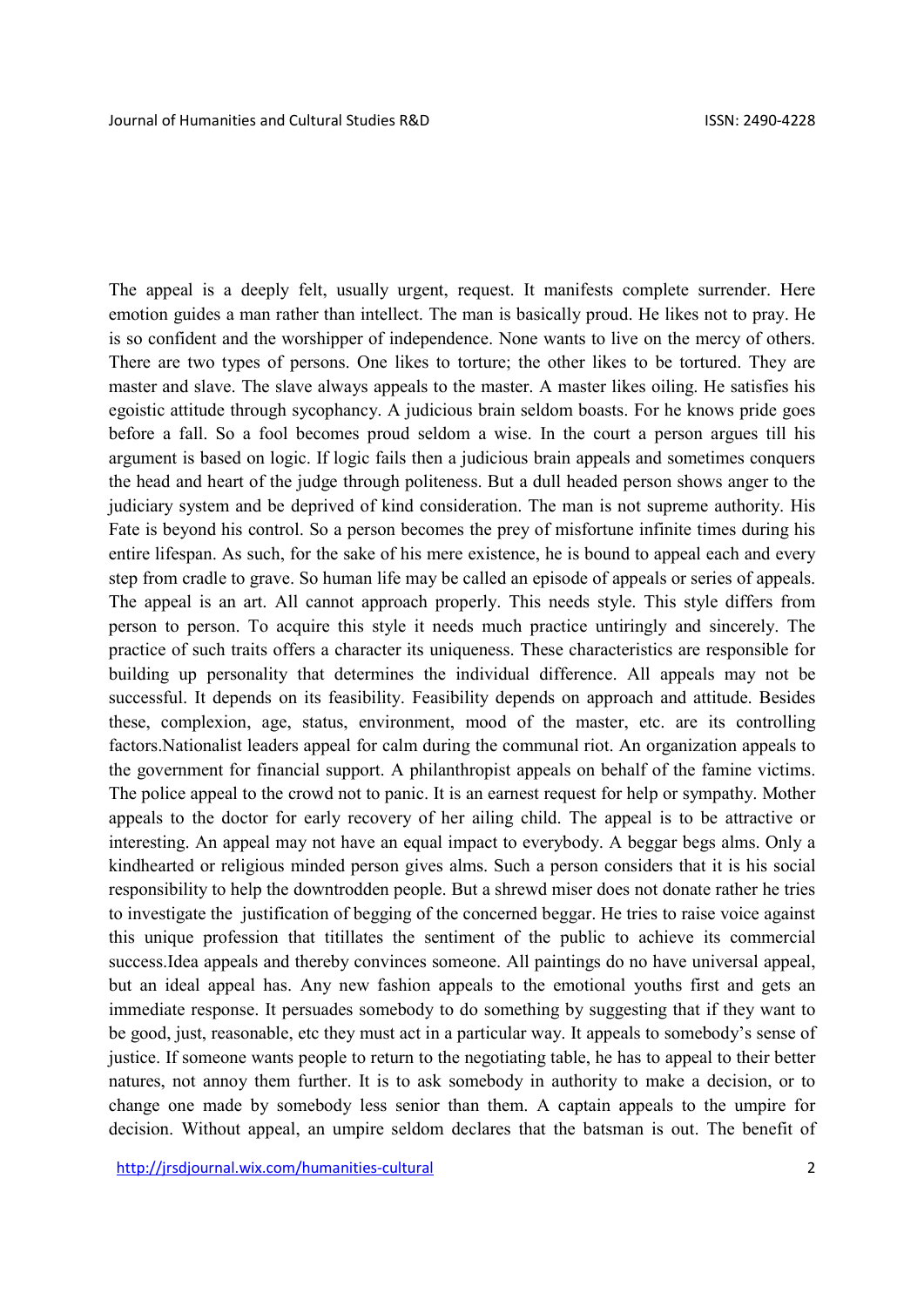The appeal is a deeply felt, usually urgent, request. It manifests complete surrender. Here emotion guides a man rather than intellect. The man is basically proud. He likes not to pray. He is so confident and the worshipper of independence. None wants to live on the mercy of others. There are two types of persons. One likes to torture; the other likes to be tortured. They are master and slave. The slave always appeals to the master. A master likes oiling. He satisfies his egoistic attitude through sycophancy. A judicious brain seldom boasts. For he knows pride goes before a fall. So a fool becomes proud seldom a wise. In the court a person argues till his argument is based on logic. If logic fails then a judicious brain appeals and sometimes conquers the head and heart of the judge through politeness. But a dull headed person shows anger to the judiciary system and be deprived of kind consideration. The man is not supreme authority. His Fate is beyond his control. So a person becomes the prey of misfortune infinite times during his entire lifespan. As such, for the sake of his mere existence, he is bound to appeal each and every step from cradle to grave. So human life may be called an episode of appeals or series of appeals. The appeal is an art. All cannot approach properly. This needs style. This style differs from person to person. To acquire this style it needs much practice untiringly and sincerely. The practice of such traits offers a character its uniqueness. These characteristics are responsible for building up personality that determines the individual difference. All appeals may not be successful. It depends on its feasibility. Feasibility depends on approach and attitude. Besides these, complexion, age, status, environment, mood of the master, etc. are its controlling factors.Nationalist leaders appeal for calm during the communal riot. An organization appeals to the government for financial support. A philanthropist appeals on behalf of the famine victims. The police appeal to the crowd not to panic. It is an earnest request for help or sympathy. Mother appeals to the doctor for early recovery of her ailing child. The appeal is to be attractive or interesting. An appeal may not have an equal impact to everybody. A beggar begs alms. Only a kindhearted or religious minded person gives alms. Such a person considers that it is his social responsibility to help the downtrodden people. But a shrewd miser does not donate rather he tries to investigate the justification of begging of the concerned beggar. He tries to raise voice against this unique profession that titillates the sentiment of the public to achieve its commercial success.Idea appeals and thereby convinces someone. All paintings do no have universal appeal, but an ideal appeal has. Any new fashion appeals to the emotional youths first and gets an immediate response. It persuades somebody to do something by suggesting that if they want to be good, just, reasonable, etc they must act in a particular way. It appeals to somebody's sense of justice. If someone wants people to return to the negotiating table, he has to appeal to their better natures, not annoy them further. It is to ask somebody in authority to make a decision, or to change one made by somebody less senior than them. A captain appeals to the umpire for decision. Without appeal, an umpire seldom declares that the batsman is out. The benefit of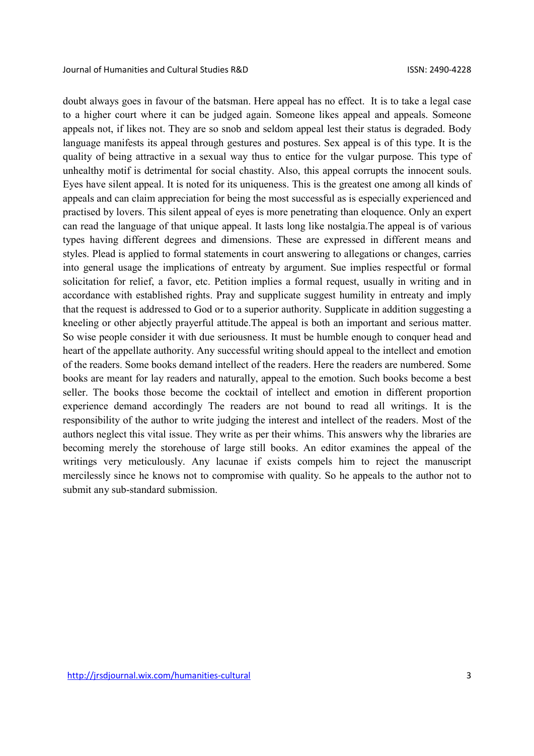doubt always goes in favour of the batsman. Here appeal has no effect. It is to take a legal case to a higher court where it can be judged again. Someone likes appeal and appeals. Someone appeals not, if likes not. They are so snob and seldom appeal lest their status is degraded. Body language manifests its appeal through gestures and postures. Sex appeal is of this type. It is the quality of being attractive in a sexual way thus to entice for the vulgar purpose. This type of unhealthy motif is detrimental for social chastity. Also, this appeal corrupts the innocent souls. Eyes have silent appeal. It is noted for its uniqueness. This is the greatest one among all kinds of appeals and can claim appreciation for being the most successful as is especially experienced and practised by lovers. This silent appeal of eyes is more penetrating than eloquence. Only an expert can read the language of that unique appeal. It lasts long like nostalgia.The appeal is of various types having different degrees and dimensions. These are expressed in different means and styles. Plead is applied to formal statements in court answering to allegations or changes, carries into general usage the implications of entreaty by argument. Sue implies respectful or formal solicitation for relief, a favor, etc. Petition implies a formal request, usually in writing and in accordance with established rights. Pray and supplicate suggest humility in entreaty and imply that the request is addressed to God or to a superior authority. Supplicate in addition suggesting a kneeling or other abjectly prayerful attitude.The appeal is both an important and serious matter. So wise people consider it with due seriousness. It must be humble enough to conquer head and heart of the appellate authority. Any successful writing should appeal to the intellect and emotion of the readers. Some books demand intellect of the readers. Here the readers are numbered. Some books are meant for lay readers and naturally, appeal to the emotion. Such books become a best seller. The books those become the cocktail of intellect and emotion in different proportion experience demand accordingly The readers are not bound to read all writings. It is the responsibility of the author to write judging the interest and intellect of the readers. Most of the authors neglect this vital issue. They write as per their whims. This answers why the libraries are becoming merely the storehouse of large still books. An editor examines the appeal of the writings very meticulously. Any lacunae if exists compels him to reject the manuscript mercilessly since he knows not to compromise with quality. So he appeals to the author not to submit any sub-standard submission.